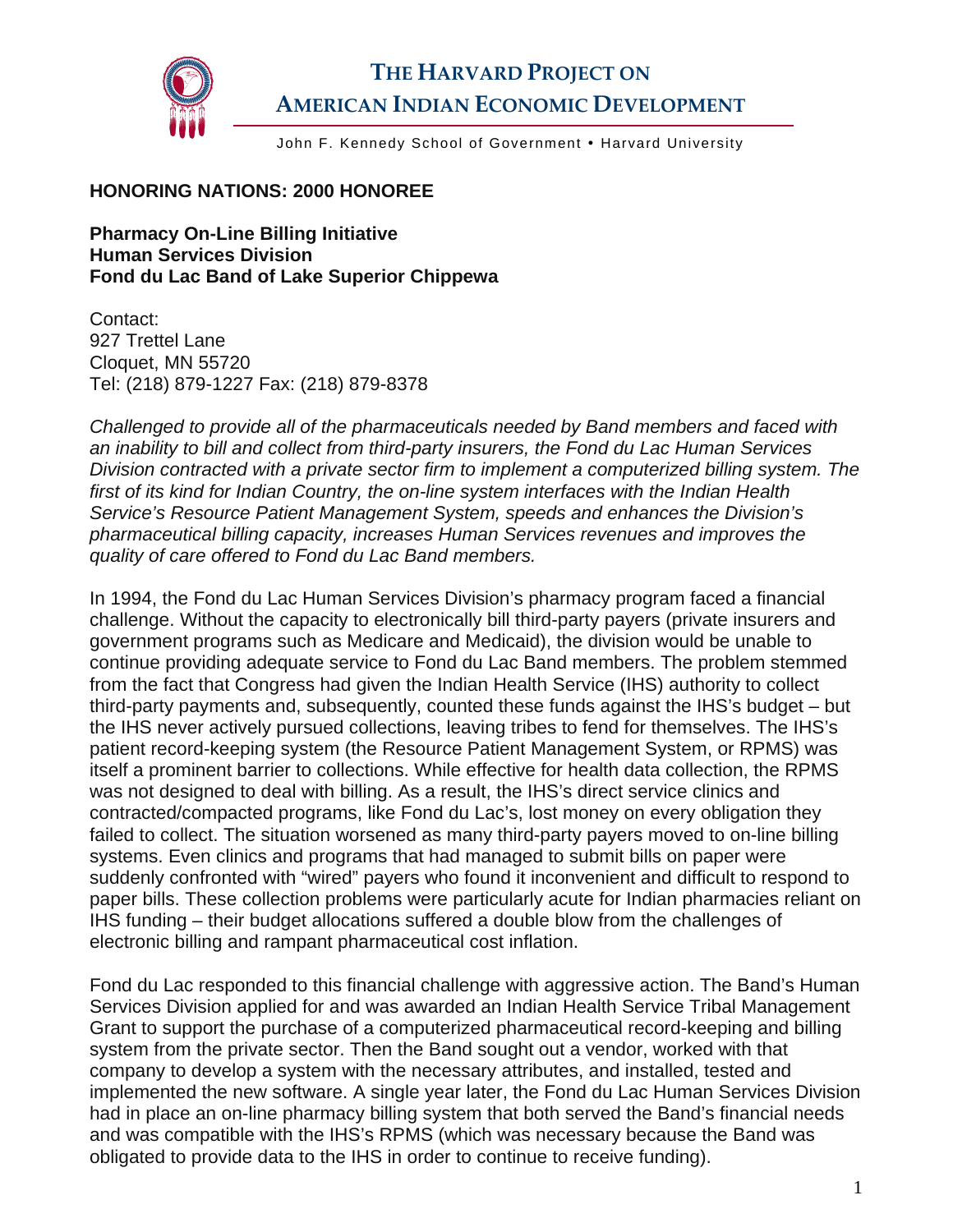# THE HARVARD PROJECT ON AMERICAN INDIAN ECONOMIC DEVELOPMENT

John F. Kennedy School of Government • Harvard University

**HONORING NATIONS: 2000 HONOREE**

**Pharmacy On-Line Billing Initiative**
**Human Services Division**
**Fond du Lac Band of Lake Superior Chippewa**

Contact:
927 Trettel Lane
Cloquet, MN 55720
Tel: (218) 879-1227 Fax: (218) 879-8378

*Challenged to provide all of the pharmaceuticals needed by Band members and faced with an inability to bill and collect from third-party insurers, the Fond du Lac Human Services Division contracted with a private sector firm to implement a computerized billing system. The first of its kind for Indian Country, the on-line system interfaces with the Indian Health Service's Resource Patient Management System, speeds and enhances the Division's pharmaceutical billing capacity, increases Human Services revenues and improves the quality of care offered to Fond du Lac Band members.*

In 1994, the Fond du Lac Human Services Division's pharmacy program faced a financial challenge. Without the capacity to electronically bill third-party payers (private insurers and government programs such as Medicare and Medicaid), the division would be unable to continue providing adequate service to Fond du Lac Band members. The problem stemmed from the fact that Congress had given the Indian Health Service (IHS) authority to collect third-party payments and, subsequently, counted these funds against the IHS's budget – but the IHS never actively pursued collections, leaving tribes to fend for themselves. The IHS's patient record-keeping system (the Resource Patient Management System, or RPMS) was itself a prominent barrier to collections. While effective for health data collection, the RPMS was not designed to deal with billing. As a result, the IHS's direct service clinics and contracted/compacted programs, like Fond du Lac's, lost money on every obligation they failed to collect. The situation worsened as many third-party payers moved to on-line billing systems. Even clinics and programs that had managed to submit bills on paper were suddenly confronted with "wired" payers who found it inconvenient and difficult to respond to paper bills. These collection problems were particularly acute for Indian pharmacies reliant on IHS funding – their budget allocations suffered a double blow from the challenges of electronic billing and rampant pharmaceutical cost inflation.

Fond du Lac responded to this financial challenge with aggressive action. The Band's Human Services Division applied for and was awarded an Indian Health Service Tribal Management Grant to support the purchase of a computerized pharmaceutical record-keeping and billing system from the private sector. Then the Band sought out a vendor, worked with that company to develop a system with the necessary attributes, and installed, tested and implemented the new software. A single year later, the Fond du Lac Human Services Division had in place an on-line pharmacy billing system that both served the Band's financial needs and was compatible with the IHS's RPMS (which was necessary because the Band was obligated to provide data to the IHS in order to continue to receive funding).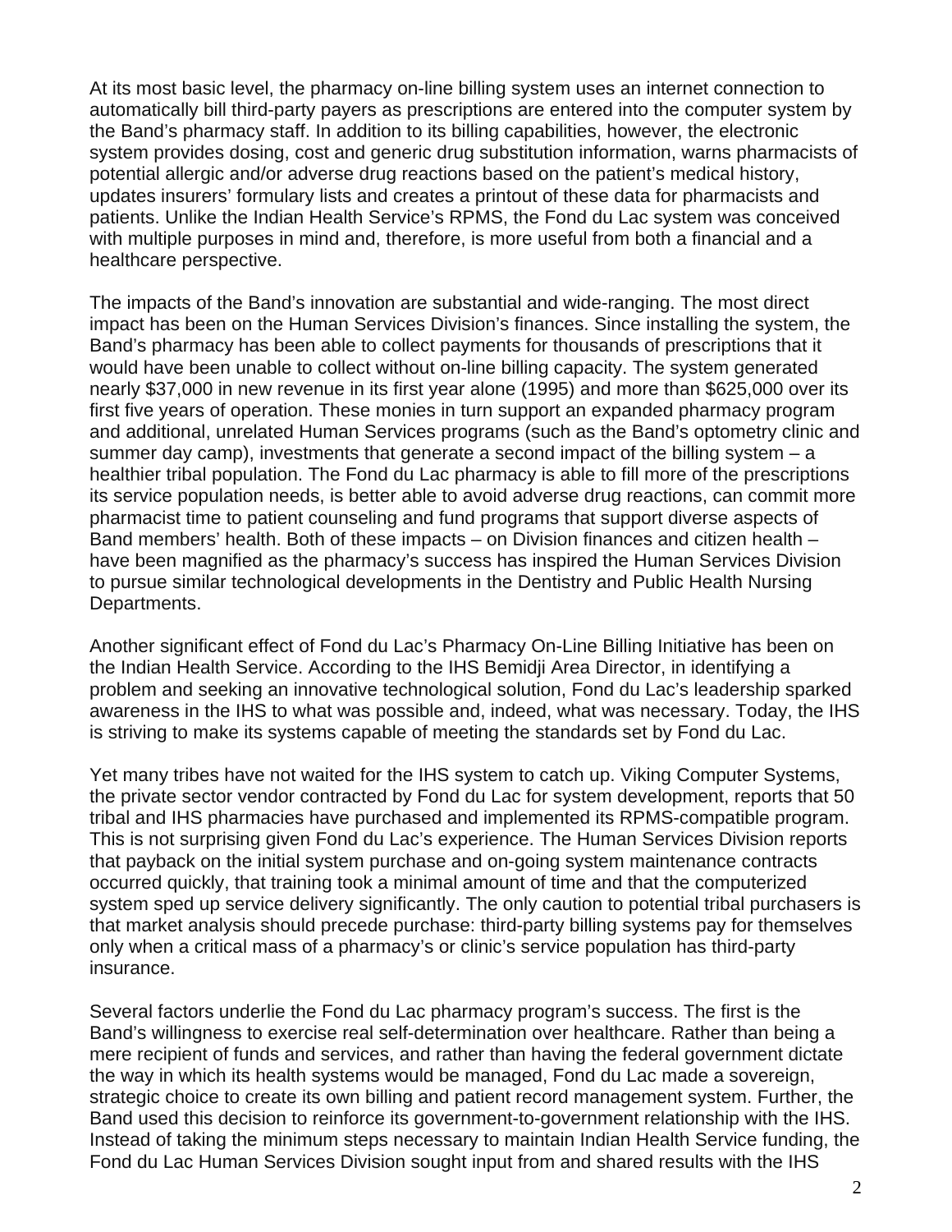At its most basic level, the pharmacy on-line billing system uses an internet connection to automatically bill third-party payers as prescriptions are entered into the computer system by the Band's pharmacy staff. In addition to its billing capabilities, however, the electronic system provides dosing, cost and generic drug substitution information, warns pharmacists of potential allergic and/or adverse drug reactions based on the patient's medical history, updates insurers' formulary lists and creates a printout of these data for pharmacists and patients. Unlike the Indian Health Service's RPMS, the Fond du Lac system was conceived with multiple purposes in mind and, therefore, is more useful from both a financial and a healthcare perspective.

The impacts of the Band's innovation are substantial and wide-ranging. The most direct impact has been on the Human Services Division's finances. Since installing the system, the Band's pharmacy has been able to collect payments for thousands of prescriptions that it would have been unable to collect without on-line billing capacity. The system generated nearly $37,000 in new revenue in its first year alone (1995) and more than $625,000 over its first five years of operation. These monies in turn support an expanded pharmacy program and additional, unrelated Human Services programs (such as the Band's optometry clinic and summer day camp), investments that generate a second impact of the billing system – a healthier tribal population. The Fond du Lac pharmacy is able to fill more of the prescriptions its service population needs, is better able to avoid adverse drug reactions, can commit more pharmacist time to patient counseling and fund programs that support diverse aspects of Band members' health. Both of these impacts – on Division finances and citizen health – have been magnified as the pharmacy's success has inspired the Human Services Division to pursue similar technological developments in the Dentistry and Public Health Nursing Departments.

Another significant effect of Fond du Lac's Pharmacy On-Line Billing Initiative has been on the Indian Health Service. According to the IHS Bemidji Area Director, in identifying a problem and seeking an innovative technological solution, Fond du Lac's leadership sparked awareness in the IHS to what was possible and, indeed, what was necessary. Today, the IHS is striving to make its systems capable of meeting the standards set by Fond du Lac.

Yet many tribes have not waited for the IHS system to catch up. Viking Computer Systems, the private sector vendor contracted by Fond du Lac for system development, reports that 50 tribal and IHS pharmacies have purchased and implemented its RPMS-compatible program. This is not surprising given Fond du Lac's experience. The Human Services Division reports that payback on the initial system purchase and on-going system maintenance contracts occurred quickly, that training took a minimal amount of time and that the computerized system sped up service delivery significantly. The only caution to potential tribal purchasers is that market analysis should precede purchase: third-party billing systems pay for themselves only when a critical mass of a pharmacy's or clinic's service population has third-party insurance.

Several factors underlie the Fond du Lac pharmacy program's success. The first is the Band's willingness to exercise real self-determination over healthcare. Rather than being a mere recipient of funds and services, and rather than having the federal government dictate the way in which its health systems would be managed, Fond du Lac made a sovereign, strategic choice to create its own billing and patient record management system. Further, the Band used this decision to reinforce its government-to-government relationship with the IHS. Instead of taking the minimum steps necessary to maintain Indian Health Service funding, the Fond du Lac Human Services Division sought input from and shared results with the IHS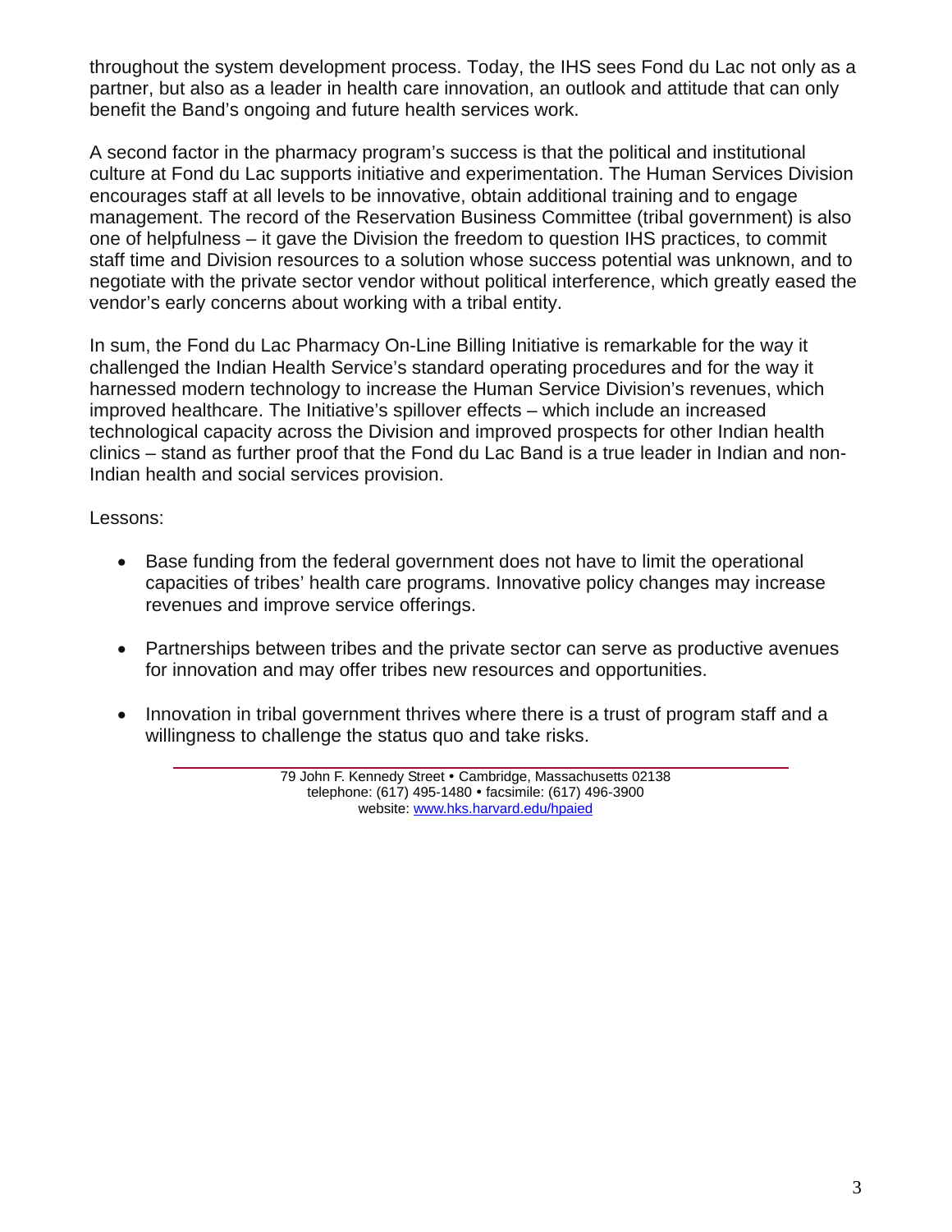throughout the system development process. Today, the IHS sees Fond du Lac not only as a partner, but also as a leader in health care innovation, an outlook and attitude that can only benefit the Band's ongoing and future health services work.

A second factor in the pharmacy program's success is that the political and institutional culture at Fond du Lac supports initiative and experimentation. The Human Services Division encourages staff at all levels to be innovative, obtain additional training and to engage management. The record of the Reservation Business Committee (tribal government) is also one of helpfulness – it gave the Division the freedom to question IHS practices, to commit staff time and Division resources to a solution whose success potential was unknown, and to negotiate with the private sector vendor without political interference, which greatly eased the vendor's early concerns about working with a tribal entity.

In sum, the Fond du Lac Pharmacy On-Line Billing Initiative is remarkable for the way it challenged the Indian Health Service's standard operating procedures and for the way it harnessed modern technology to increase the Human Service Division's revenues, which improved healthcare. The Initiative's spillover effects – which include an increased technological capacity across the Division and improved prospects for other Indian health clinics – stand as further proof that the Fond du Lac Band is a true leader in Indian and non-Indian health and social services provision.

Lessons:

- Base funding from the federal government does not have to limit the operational capacities of tribes' health care programs. Innovative policy changes may increase revenues and improve service offerings.
- Partnerships between tribes and the private sector can serve as productive avenues for innovation and may offer tribes new resources and opportunities.
- Innovation in tribal government thrives where there is a trust of program staff and a willingness to challenge the status quo and take risks.

79 John F. Kennedy Street • Cambridge, Massachusetts 02138
telephone: (617) 495-1480 • facsimile: (617) 496-3900
website: www.hks.harvard.edu/hpaied